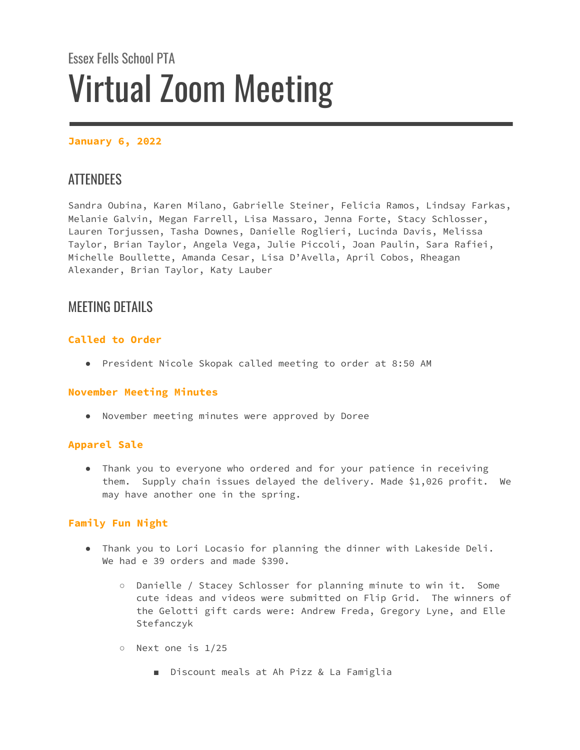Essex Fells School PTA

# Virtual Zoom Meeting

**January 6, 2022**

## ATTENDEES

Sandra Oubina, Karen Milano, Gabrielle Steiner, Felicia Ramos, Lindsay Farkas, Melanie Galvin, Megan Farrell, Lisa Massaro, Jenna Forte, Stacy Schlosser, Lauren Torjussen, Tasha Downes, Danielle Roglieri, Lucinda Davis, Melissa Taylor, Brian Taylor, Angela Vega, Julie Piccoli, Joan Paulin, Sara Rafiei, Michelle Boullette, Amanda Cesar, Lisa D'Avella, April Cobos, Rheagan Alexander, Brian Taylor, Katy Lauber

## MEETING DETAILS

### Called to Order

- President Nicole Skopak called meeting to order at 8:50 AM

### November Meeting Minutes

- November meeting minutes were approved by Doree

### Apparel Sale

- Thank you to everyone who ordered and for your patience in receiving them. Supply chain issues delayed the delivery. Made $1,026 profit. We may have another one in the spring.

### Family Fun Night

- Thank you to Lori Locasio for planning the dinner with Lakeside Deli. We had e 39 orders and made $390.
  - Danielle / Stacey Schlosser for planning minute to win it. Some cute ideas and videos were submitted on Flip Grid. The winners of the Gelotti gift cards were: Andrew Freda, Gregory Lyne, and Elle Stefanczyk
  - Next one is 1/25
    - Discount meals at Ah Pizz & La Famiglia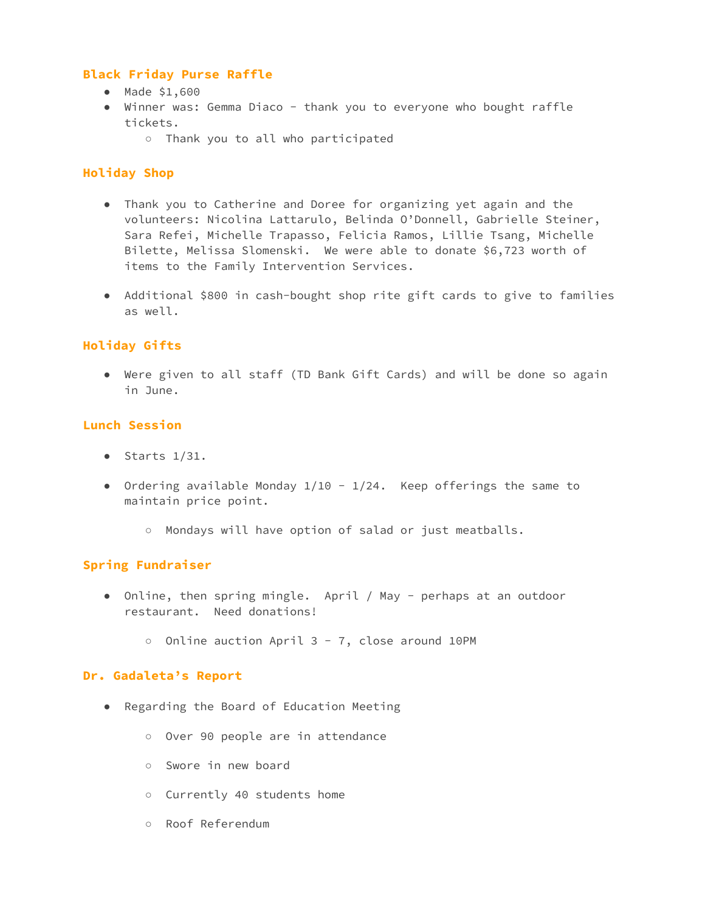### Black Friday Purse Raffle

- Made $1,600
- Winner was: Gemma Diaco - thank you to everyone who bought raffle tickets.
  - Thank you to all who participated

### Holiday Shop

- Thank you to Catherine and Doree for organizing yet again and the volunteers: Nicolina Lattarulo, Belinda O'Donnell, Gabrielle Steiner, Sara Refei, Michelle Trapasso, Felicia Ramos, Lillie Tsang, Michelle Bilette, Melissa Slomenski. We were able to donate $6,723 worth of items to the Family Intervention Services.

- Additional $800 in cash-bought shop rite gift cards to give to families as well.

### Holiday Gifts

- Were given to all staff (TD Bank Gift Cards) and will be done so again in June.

### Lunch Session

- Starts 1/31.

- Ordering available Monday 1/10 - 1/24. Keep offerings the same to maintain price point.

  - Mondays will have option of salad or just meatballs.

### Spring Fundraiser

- Online, then spring mingle. April / May - perhaps at an outdoor restaurant. Need donations!

  - Online auction April 3 - 7, close around 10PM

### Dr. Gadaleta's Report

- Regarding the Board of Education Meeting

  - Over 90 people are in attendance

  - Swore in new board

  - Currently 40 students home

  - Roof Referendum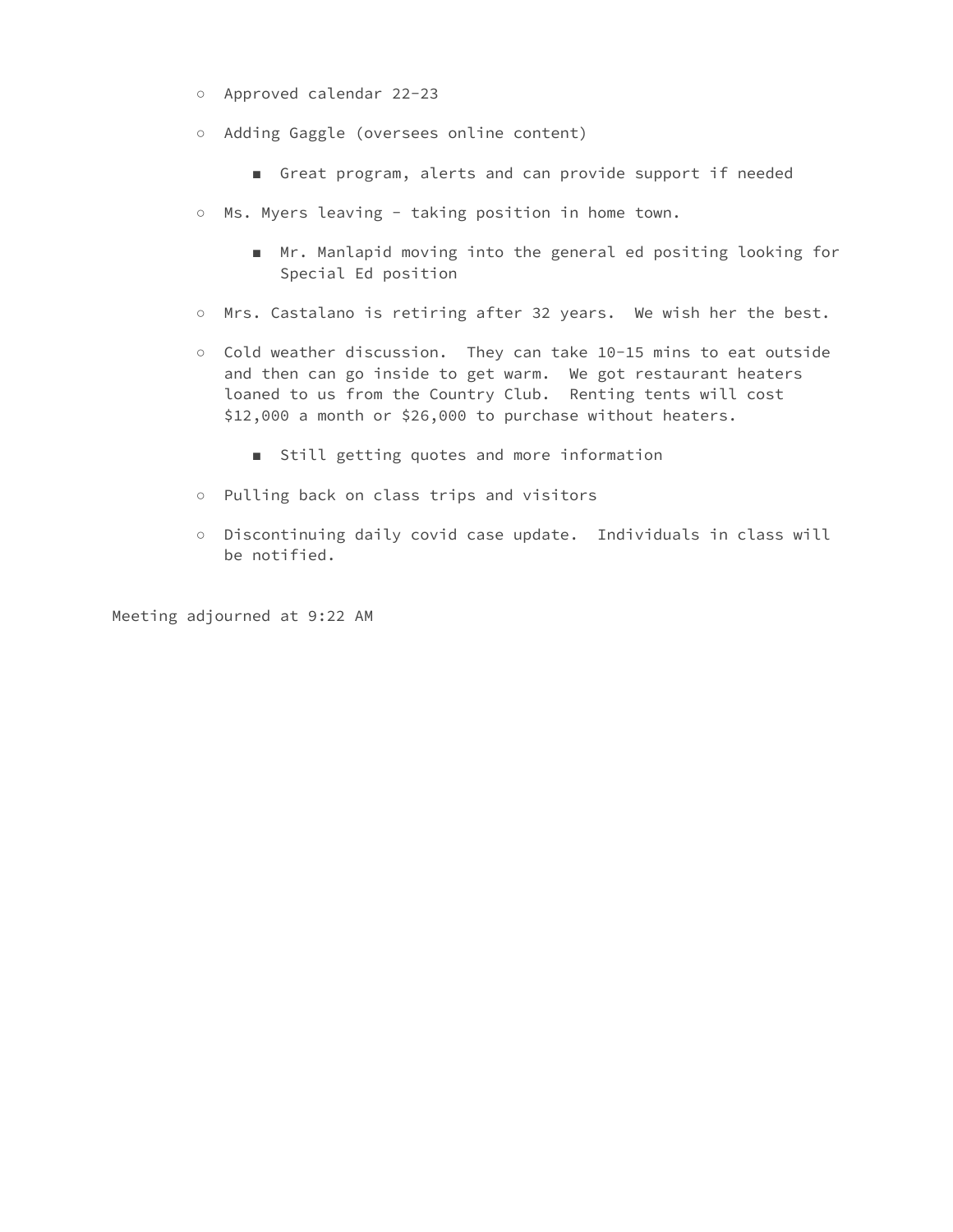- Approved calendar 22-23
- Adding Gaggle (oversees online content)
  - Great program, alerts and can provide support if needed
- Ms. Myers leaving - taking position in home town.
  - Mr. Manlapid moving into the general ed positing looking for Special Ed position
- Mrs. Castalano is retiring after 32 years.  We wish her the best.
- Cold weather discussion.  They can take 10-15 mins to eat outside and then can go inside to get warm.  We got restaurant heaters loaned to us from the Country Club.  Renting tents will cost $12,000 a month or $26,000 to purchase without heaters.
  - Still getting quotes and more information
- Pulling back on class trips and visitors
- Discontinuing daily covid case update.  Individuals in class will be notified.

Meeting adjourned at 9:22 AM